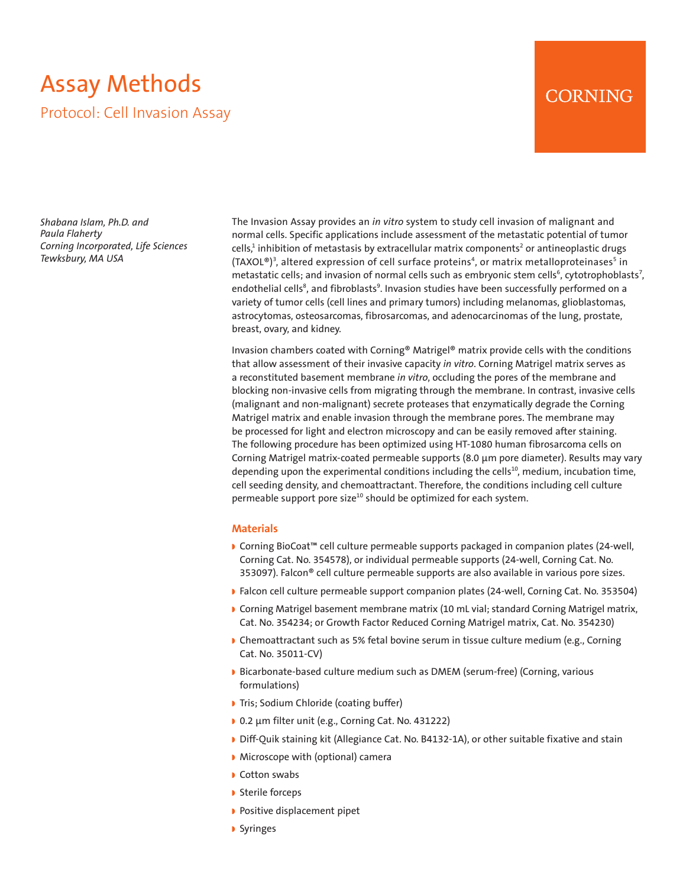# Assay Methods

## Protocol: Cell Invasion Assay

CORNING

*Shabana Islam, Ph.D. and*
*Paula Flaherty*
*Corning Incorporated, Life Sciences*
*Tewksbury, MA USA*

The Invasion Assay provides an *in vitro* system to study cell invasion of malignant and normal cells. Specific applications include assessment of the metastatic potential of tumor cells,[1] inhibition of metastasis by extracellular matrix components[2] or antineoplastic drugs (TAXOL®)[3], altered expression of cell surface proteins[4], or matrix metalloproteinases[5] in metastatic cells; and invasion of normal cells such as embryonic stem cells[6], cytotrophoblasts[7], endothelial cells[8], and fibroblasts[9]. Invasion studies have been successfully performed on a variety of tumor cells (cell lines and primary tumors) including melanomas, glioblastomas, astrocytomas, osteosarcomas, fibrosarcomas, and adenocarcinomas of the lung, prostate, breast, ovary, and kidney.

Invasion chambers coated with Corning® Matrigel® matrix provide cells with the conditions that allow assessment of their invasive capacity *in vitro*. Corning Matrigel matrix serves as a reconstituted basement membrane *in vitro*, occluding the pores of the membrane and blocking non-invasive cells from migrating through the membrane. In contrast, invasive cells (malignant and non-malignant) secrete proteases that enzymatically degrade the Corning Matrigel matrix and enable invasion through the membrane pores. The membrane may be processed for light and electron microscopy and can be easily removed after staining. The following procedure has been optimized using HT-1080 human fibrosarcoma cells on Corning Matrigel matrix-coated permeable supports (8.0 µm pore diameter). Results may vary depending upon the experimental conditions including the cells[10], medium, incubation time, cell seeding density, and chemoattractant. Therefore, the conditions including cell culture permeable support pore size[10] should be optimized for each system.

### Materials

- Corning BioCoat™ cell culture permeable supports packaged in companion plates (24-well, Corning Cat. No. 354578), or individual permeable supports (24-well, Corning Cat. No. 353097). Falcon® cell culture permeable supports are also available in various pore sizes.
- Falcon cell culture permeable support companion plates (24-well, Corning Cat. No. 353504)
- Corning Matrigel basement membrane matrix (10 mL vial; standard Corning Matrigel matrix, Cat. No. 354234; or Growth Factor Reduced Corning Matrigel matrix, Cat. No. 354230)
- Chemoattractant such as 5% fetal bovine serum in tissue culture medium (e.g., Corning Cat. No. 35011-CV)
- Bicarbonate-based culture medium such as DMEM (serum-free) (Corning, various formulations)
- Tris; Sodium Chloride (coating buffer)
- 0.2 µm filter unit (e.g., Corning Cat. No. 431222)
- Diff-Quik staining kit (Allegiance Cat. No. B4132-1A), or other suitable fixative and stain
- Microscope with (optional) camera
- Cotton swabs
- Sterile forceps
- Positive displacement pipet
- Syringes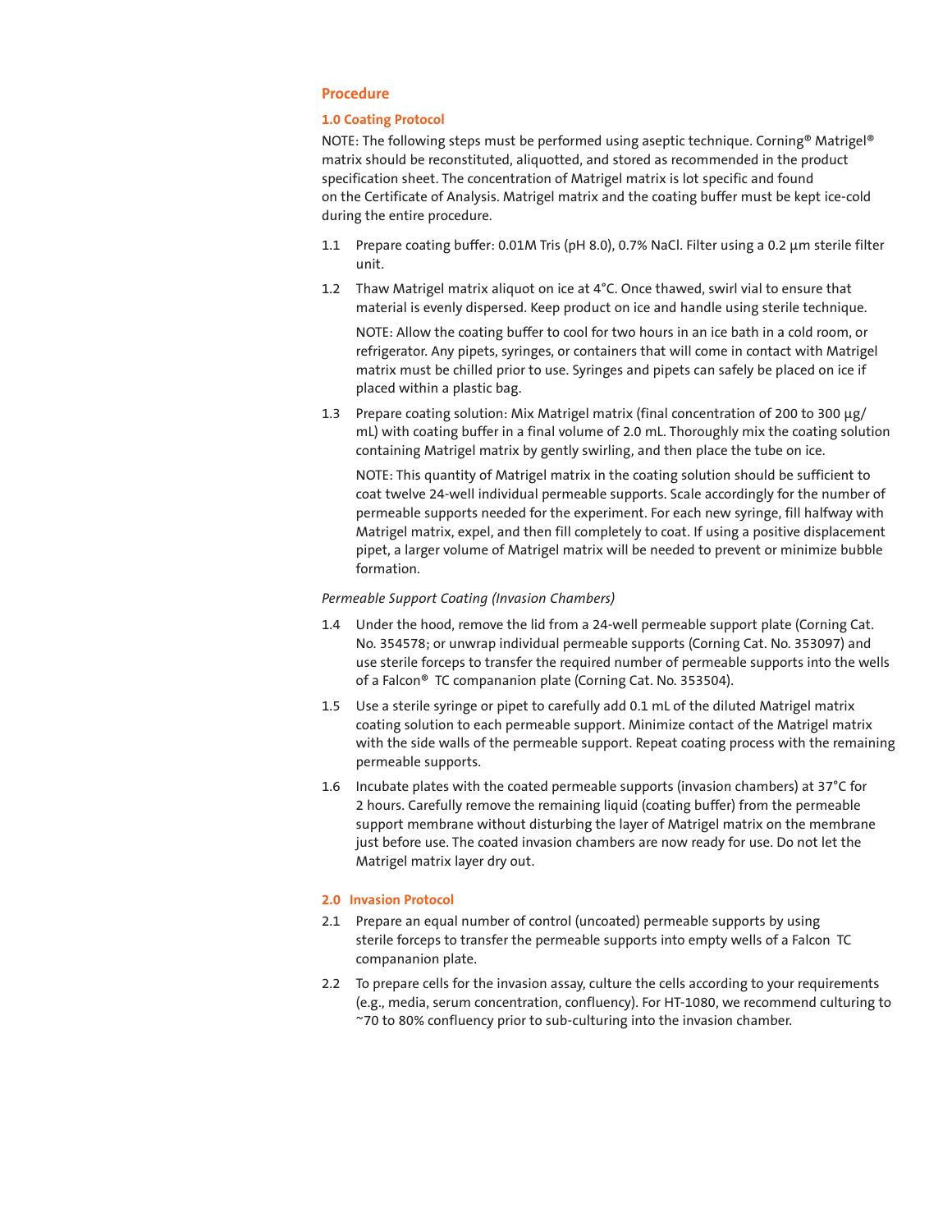## Procedure

### 1.0 Coating Protocol

NOTE: The following steps must be performed using aseptic technique. Corning® Matrigel® matrix should be reconstituted, aliquotted, and stored as recommended in the product specification sheet. The concentration of Matrigel matrix is lot specific and found on the Certificate of Analysis. Matrigel matrix and the coating buffer must be kept ice-cold during the entire procedure.

1.1 Prepare coating buffer: 0.01M Tris (pH 8.0), 0.7% NaCl. Filter using a 0.2 µm sterile filter unit.

1.2 Thaw Matrigel matrix aliquot on ice at 4°C. Once thawed, swirl vial to ensure that material is evenly dispersed. Keep product on ice and handle using sterile technique.

    NOTE: Allow the coating buffer to cool for two hours in an ice bath in a cold room, or refrigerator. Any pipets, syringes, or containers that will come in contact with Matrigel matrix must be chilled prior to use. Syringes and pipets can safely be placed on ice if placed within a plastic bag.

1.3 Prepare coating solution: Mix Matrigel matrix (final concentration of 200 to 300 µg/mL) with coating buffer in a final volume of 2.0 mL. Thoroughly mix the coating solution containing Matrigel matrix by gently swirling, and then place the tube on ice.

    NOTE: This quantity of Matrigel matrix in the coating solution should be sufficient to coat twelve 24-well individual permeable supports. Scale accordingly for the number of permeable supports needed for the experiment. For each new syringe, fill halfway with Matrigel matrix, expel, and then fill completely to coat. If using a positive displacement pipet, a larger volume of Matrigel matrix will be needed to prevent or minimize bubble formation.

*Permeable Support Coating (Invasion Chambers)*

1.4 Under the hood, remove the lid from a 24-well permeable support plate (Corning Cat. No. 354578; or unwrap individual permeable supports (Corning Cat. No. 353097) and use sterile forceps to transfer the required number of permeable supports into the wells of a Falcon® TC compananion plate (Corning Cat. No. 353504).

1.5 Use a sterile syringe or pipet to carefully add 0.1 mL of the diluted Matrigel matrix coating solution to each permeable support. Minimize contact of the Matrigel matrix with the side walls of the permeable support. Repeat coating process with the remaining permeable supports.

1.6 Incubate plates with the coated permeable supports (invasion chambers) at 37°C for 2 hours. Carefully remove the remaining liquid (coating buffer) from the permeable support membrane without disturbing the layer of Matrigel matrix on the membrane just before use. The coated invasion chambers are now ready for use. Do not let the Matrigel matrix layer dry out.

### 2.0 Invasion Protocol

2.1 Prepare an equal number of control (uncoated) permeable supports by using sterile forceps to transfer the permeable supports into empty wells of a Falcon TC compananion plate.

2.2 To prepare cells for the invasion assay, culture the cells according to your requirements (e.g., media, serum concentration, confluency). For HT-1080, we recommend culturing to ~70 to 80% confluency prior to sub-culturing into the invasion chamber.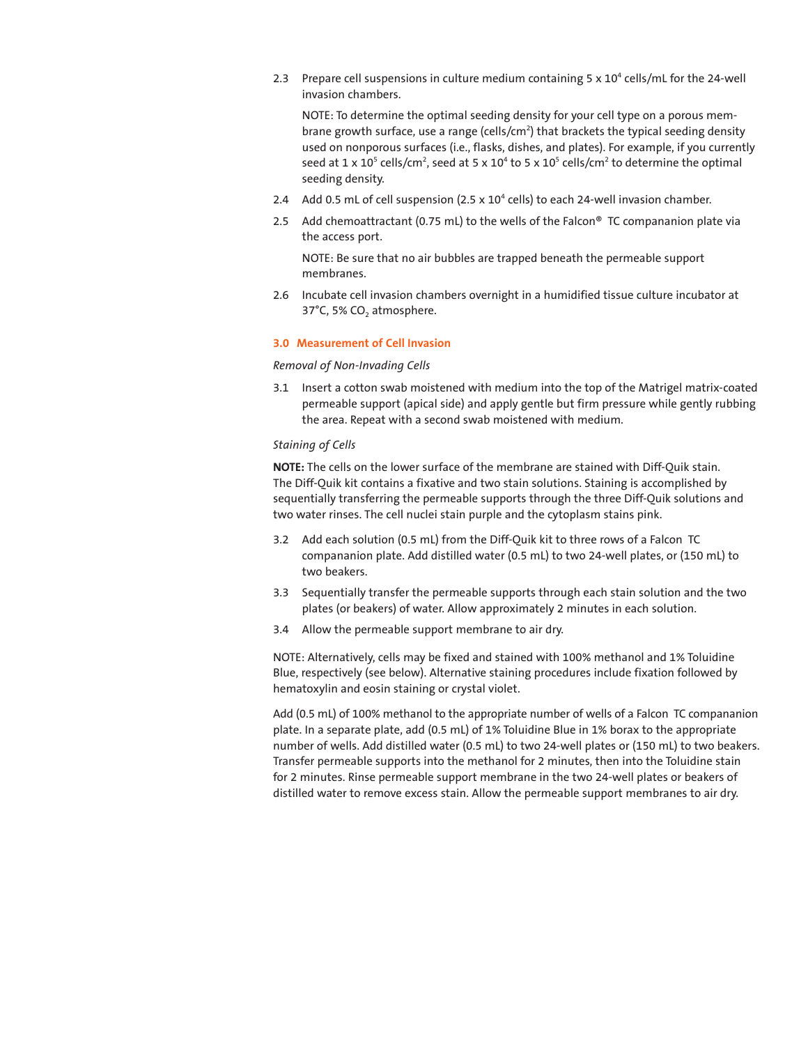2.3 Prepare cell suspensions in culture medium containing $5 \times 10^4$ cells/mL for the 24-well invasion chambers.

NOTE: To determine the optimal seeding density for your cell type on a porous membrane growth surface, use a range (cells/cm$^2$) that brackets the typical seeding density used on nonporous surfaces (i.e., flasks, dishes, and plates). For example, if you currently seed at $1 \times 10^5$ cells/cm$^2$, seed at $5 \times 10^4$ to $5 \times 10^5$ cells/cm$^2$ to determine the optimal seeding density.

2.4 Add 0.5 mL of cell suspension ($2.5 \times 10^4$ cells) to each 24-well invasion chamber.

2.5 Add chemoattractant (0.75 mL) to the wells of the Falcon® TC compananion plate via the access port.

NOTE: Be sure that no air bubbles are trapped beneath the permeable support membranes.

2.6 Incubate cell invasion chambers overnight in a humidified tissue culture incubator at 37°C, 5% $CO_2$ atmosphere.

### 3.0 Measurement of Cell Invasion

*Removal of Non-Invading Cells*

3.1 Insert a cotton swab moistened with medium into the top of the Matrigel matrix-coated permeable support (apical side) and apply gentle but firm pressure while gently rubbing the area. Repeat with a second swab moistened with medium.

*Staining of Cells*

**NOTE:** The cells on the lower surface of the membrane are stained with Diff-Quik stain. The Diff-Quik kit contains a fixative and two stain solutions. Staining is accomplished by sequentially transferring the permeable supports through the three Diff-Quik solutions and two water rinses. The cell nuclei stain purple and the cytoplasm stains pink.

3.2 Add each solution (0.5 mL) from the Diff-Quik kit to three rows of a Falcon TC compananion plate. Add distilled water (0.5 mL) to two 24-well plates, or (150 mL) to two beakers.

3.3 Sequentially transfer the permeable supports through each stain solution and the two plates (or beakers) of water. Allow approximately 2 minutes in each solution.

3.4 Allow the permeable support membrane to air dry.

NOTE: Alternatively, cells may be fixed and stained with 100% methanol and 1% Toluidine Blue, respectively (see below). Alternative staining procedures include fixation followed by hematoxylin and eosin staining or crystal violet.

Add (0.5 mL) of 100% methanol to the appropriate number of wells of a Falcon TC compananion plate. In a separate plate, add (0.5 mL) of 1% Toluidine Blue in 1% borax to the appropriate number of wells. Add distilled water (0.5 mL) to two 24-well plates or (150 mL) to two beakers. Transfer permeable supports into the methanol for 2 minutes, then into the Toluidine stain for 2 minutes. Rinse permeable support membrane in the two 24-well plates or beakers of distilled water to remove excess stain. Allow the permeable support membranes to air dry.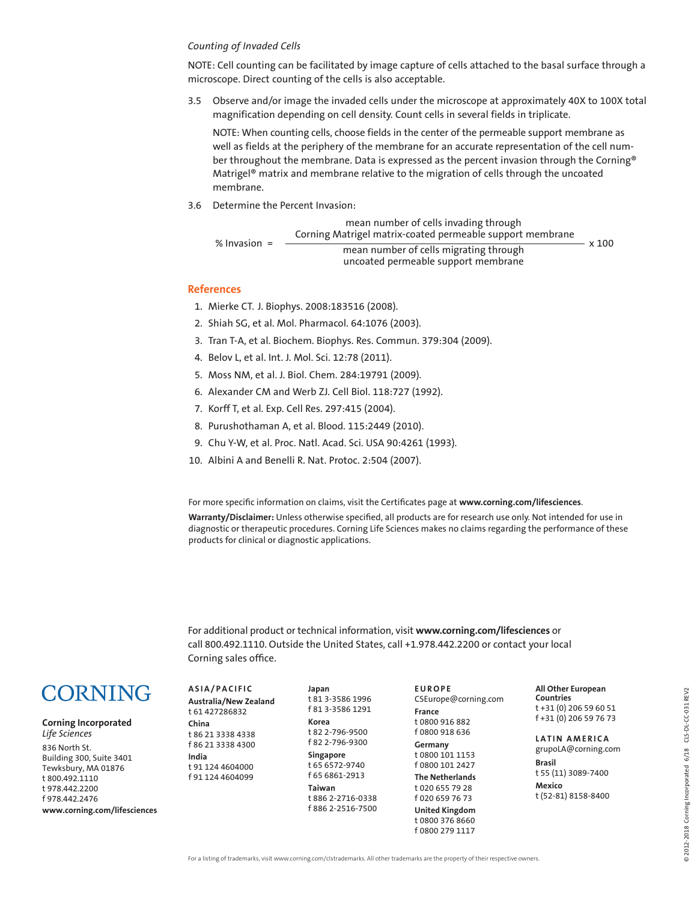*Counting of Invaded Cells*

NOTE: Cell counting can be facilitated by image capture of cells attached to the basal surface through a microscope. Direct counting of the cells is also acceptable.

3.5 Observe and/or image the invaded cells under the microscope at approximately 40X to 100X total magnification depending on cell density. Count cells in several fields in triplicate.

NOTE: When counting cells, choose fields in the center of the permeable support membrane as well as fields at the periphery of the membrane for an accurate representation of the cell number throughout the membrane. Data is expressed as the percent invasion through the Corning® Matrigel® matrix and membrane relative to the migration of cells through the uncoated membrane.

3.6 Determine the Percent Invasion:

$$\text{\% Invasion} = \frac{\text{mean number of cells invading through Corning Matrigel matrix-coated permeable support membrane}}{\text{mean number of cells migrating through uncoated permeable support membrane}} \times 100$$

## References

1. Mierke CT. J. Biophys. 2008:183516 (2008).
2. Shiah SG, et al. Mol. Pharmacol. 64:1076 (2003).
3. Tran T-A, et al. Biochem. Biophys. Res. Commun. 379:304 (2009).
4. Belov L, et al. Int. J. Mol. Sci. 12:78 (2011).
5. Moss NM, et al. J. Biol. Chem. 284:19791 (2009).
6. Alexander CM and Werb ZJ. Cell Biol. 118:727 (1992).
7. Korff T, et al. Exp. Cell Res. 297:415 (2004).
8. Purushothaman A, et al. Blood. 115:2449 (2010).
9. Chu Y-W, et al. Proc. Natl. Acad. Sci. USA 90:4261 (1993).
10. Albini A and Benelli R. Nat. Protoc. 2:504 (2007).

For more specific information on claims, visit the Certificates page at **www.corning.com/lifesciences**.

**Warranty/Disclaimer:** Unless otherwise specified, all products are for research use only. Not intended for use in diagnostic or therapeutic procedures. Corning Life Sciences makes no claims regarding the performance of these products for clinical or diagnostic applications.

For additional product or technical information, visit **www.corning.com/lifesciences** or call 800.492.1110. Outside the United States, call +1.978.442.2200 or contact your local Corning sales office.

CORNING

**Corning Incorporated**
*Life Sciences*
836 North St.
Building 300, Suite 3401
Tewksbury, MA 01876
t 800.492.1110
t 978.442.2200
f 978.442.2476
**www.corning.com/lifesciences**

**ASIA/PACIFIC**
**Australia/New Zealand**
t 61 427286832
**China**
t 86 21 3338 4338
f 86 21 3338 4300
**India**
t 91 124 4604000
f 91 124 4604099
**Japan**
t 81 3-3586 1996
f 81 3-3586 1291
**Korea**
t 82 2-796-9500
f 82 2-796-9300
**Singapore**
t 65 6572-9740
f 65 6861-2913
**Taiwan**
t 886 2-2716-0338
f 886 2-2516-7500

**EUROPE**
CSEurope@corning.com
**France**
t 0800 916 882
f 0800 918 636
**Germany**
t 0800 101 1153
f 0800 101 2427
**The Netherlands**
t 020 655 79 28
f 020 659 76 73
**United Kingdom**
t 0800 376 8660
f 0800 279 1117
**All Other European Countries**
t +31 (0) 206 59 60 51
f +31 (0) 206 59 76 73

**LATIN AMERICA**
grupoLA@corning.com
**Brasil**
t 55 (11) 3089-7400
**Mexico**
t (52-81) 8158-8400

For a listing of trademarks, visit www.corning.com/clstrademarks. All other trademarks are the property of their respective owners.

© 2012-2018 Corning Incorporated 6/18 CLS-DL-CC-031 REV2